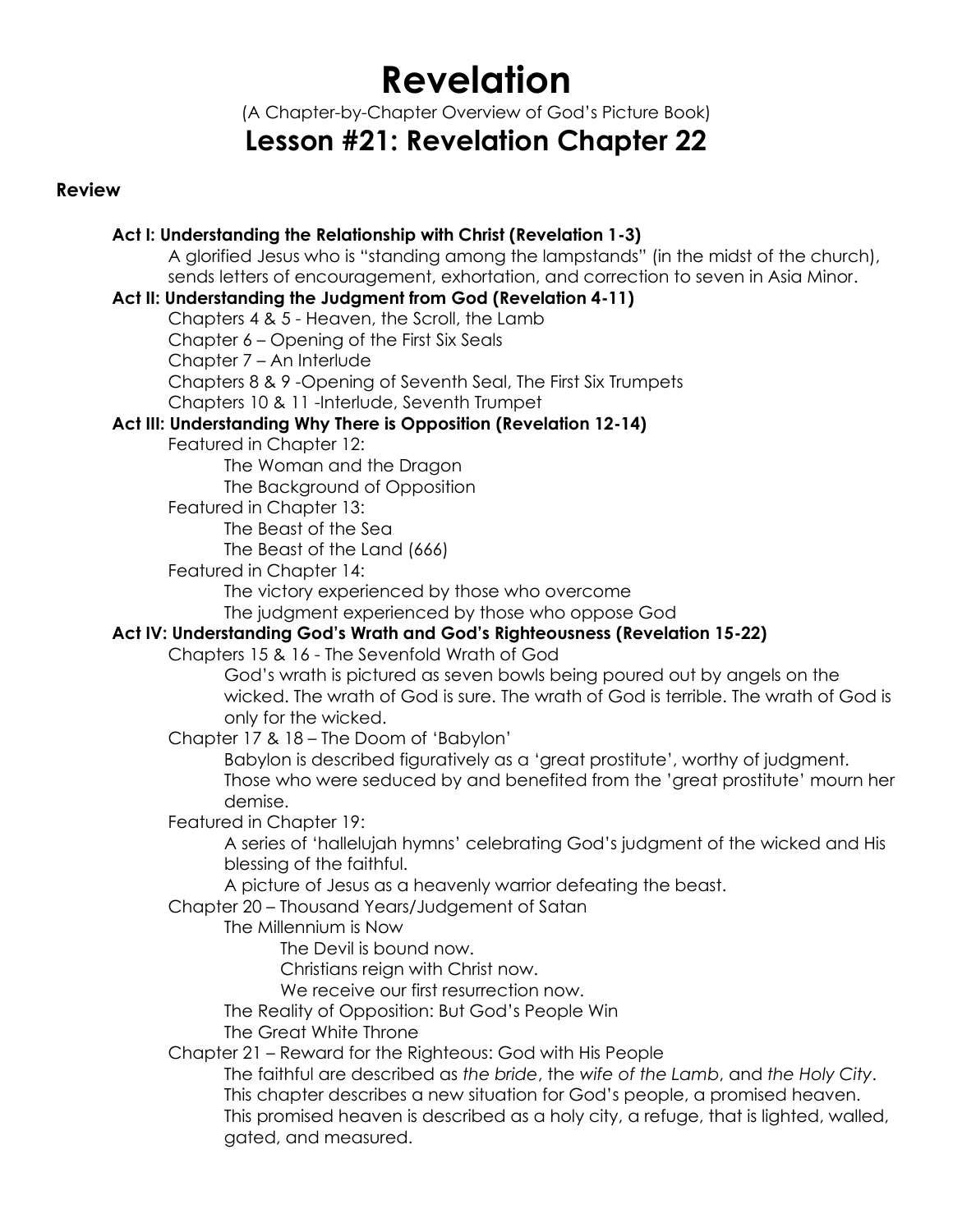# Revelation

(A Chapter-by-Chapter Overview of God's Picture Book)

## Lesson #21: Revelation Chapter 22

### Review

**Act I: Understanding the Relationship with Christ (Revelation 1-3)**

A glorified Jesus who is "standing among the lampstands" (in the midst of the church), sends letters of encouragement, exhortation, and correction to seven in Asia Minor.

**Act II: Understanding the Judgment from God (Revelation 4-11)**

- Chapters 4 & 5 - Heaven, the Scroll, the Lamb
- Chapter 6 – Opening of the First Six Seals
- Chapter 7 – An Interlude
- Chapters 8 & 9 -Opening of Seventh Seal, The First Six Trumpets
- Chapters 10 & 11 -Interlude, Seventh Trumpet

**Act III: Understanding Why There is Opposition (Revelation 12-14)**

- Featured in Chapter 12:
  - The Woman and the Dragon
  - The Background of Opposition
- Featured in Chapter 13:
  - The Beast of the Sea
  - The Beast of the Land (666)
- Featured in Chapter 14:
  - The victory experienced by those who overcome
  - The judgment experienced by those who oppose God

**Act IV: Understanding God's Wrath and God's Righteousness (Revelation 15-22)**

- Chapters 15 & 16 - The Sevenfold Wrath of God
  - God's wrath is pictured as seven bowls being poured out by angels on the wicked. The wrath of God is sure. The wrath of God is terrible. The wrath of God is only for the wicked.
- Chapter 17 & 18 – The Doom of 'Babylon'
  - Babylon is described figuratively as a 'great prostitute', worthy of judgment. Those who were seduced by and benefited from the 'great prostitute' mourn her demise.
- Featured in Chapter 19:
  - A series of 'hallelujah hymns' celebrating God's judgment of the wicked and His blessing of the faithful.
  - A picture of Jesus as a heavenly warrior defeating the beast.
- Chapter 20 – Thousand Years/Judgement of Satan
  - The Millennium is Now
    - The Devil is bound now.
    - Christians reign with Christ now.
    - We receive our first resurrection now.
  - The Reality of Opposition: But God's People Win
  - The Great White Throne
- Chapter 21 – Reward for the Righteous: God with His People
  - The faithful are described as *the bride*, the *wife of the Lamb*, and *the Holy City*.
  - This chapter describes a new situation for God's people, a promised heaven.
  - This promised heaven is described as a holy city, a refuge, that is lighted, walled, gated, and measured.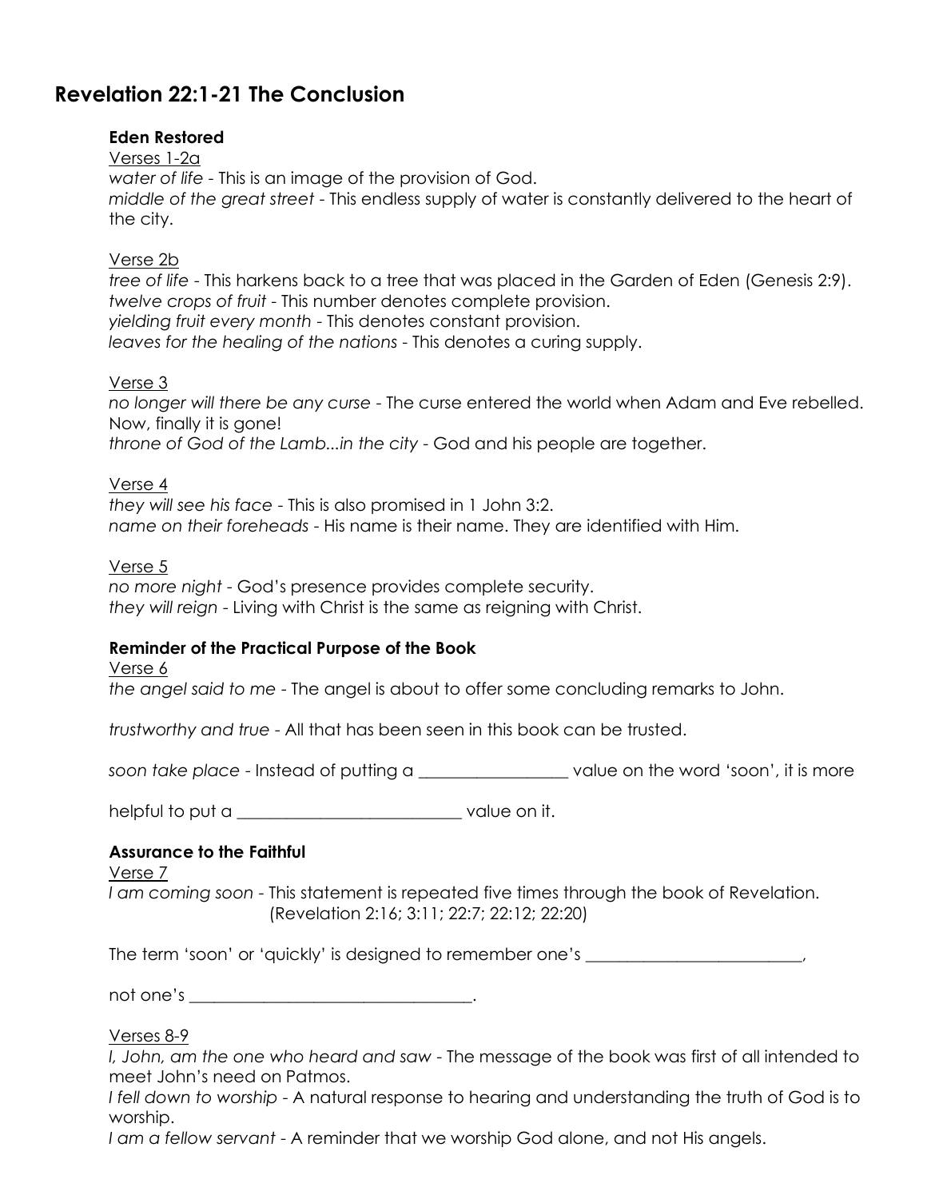## Revelation 22:1-21 The Conclusion

**Eden Restored**

Verses 1-2a

*water of life* - This is an image of the provision of God.
*middle of the great street* - This endless supply of water is constantly delivered to the heart of the city.

Verse 2b

*tree of life* - This harkens back to a tree that was placed in the Garden of Eden (Genesis 2:9).
*twelve crops of fruit* - This number denotes complete provision.
*yielding fruit every month* - This denotes constant provision.
*leaves for the healing of the nations* - This denotes a curing supply.

Verse 3

*no longer will there be any curse* - The curse entered the world when Adam and Eve rebelled. Now, finally it is gone!
*throne of God of the Lamb...in the city* - God and his people are together.

Verse 4

*they will see his face* - This is also promised in 1 John 3:2.
*name on their foreheads* - His name is their name. They are identified with Him.

Verse 5

*no more night* - God's presence provides complete security.
*they will reign* - Living with Christ is the same as reigning with Christ.

**Reminder of the Practical Purpose of the Book**

Verse 6

*the angel said to me* - The angel is about to offer some concluding remarks to John.

*trustworthy and true* - All that has been seen in this book can be trusted.

*soon take place* - Instead of putting a _________________ value on the word 'soon', it is more helpful to put a __________________________ value on it.

**Assurance to the Faithful**

Verse 7

*I am coming soon* - This statement is repeated five times through the book of Revelation. (Revelation 2:16; 3:11; 22:7; 22:12; 22:20)

The term 'soon' or 'quickly' is designed to remember one's _________________________, not one's _________________________________.

Verses 8-9

*I, John, am the one who heard and saw* - The message of the book was first of all intended to meet John's need on Patmos.
*I fell down to worship* - A natural response to hearing and understanding the truth of God is to worship.
*I am a fellow servant* - A reminder that we worship God alone, and not His angels.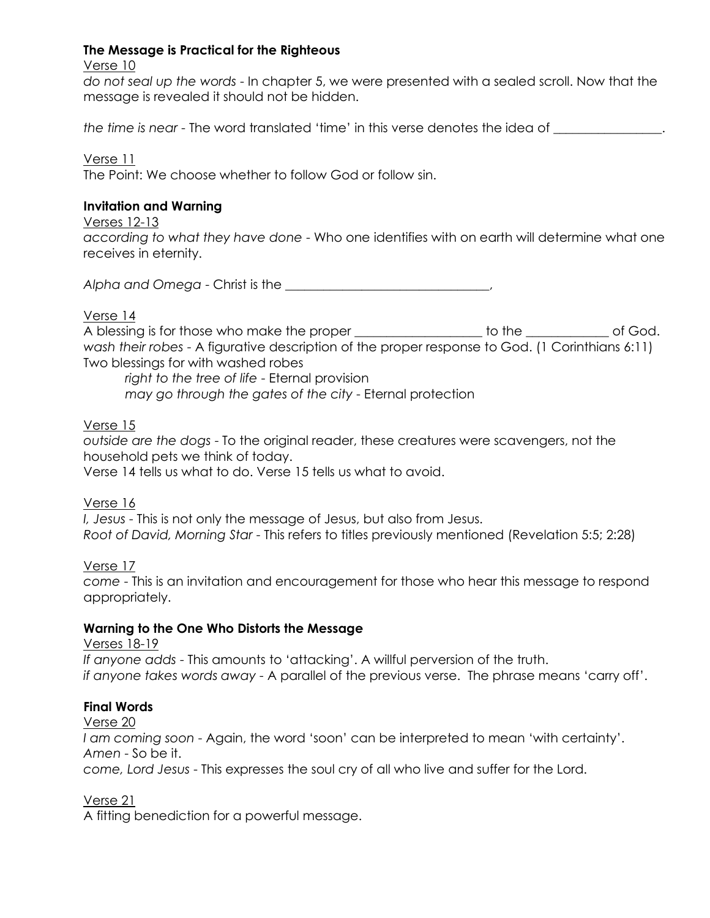**The Message is Practical for the Righteous**

Verse 10

*do not seal up the words* - In chapter 5, we were presented with a sealed scroll. Now that the message is revealed it should not be hidden.

*the time is near* - The word translated 'time' in this verse denotes the idea of ________________.

Verse 11

The Point: We choose whether to follow God or follow sin.

**Invitation and Warning**

Verses 12-13

*according to what they have done* - Who one identifies with on earth will determine what one receives in eternity.

*Alpha and Omega* - Christ is the ________________________________,

Verse 14

A blessing is for those who make the proper ___________________ to the ____________ of God.

*wash their robes* - A figurative description of the proper response to God. (1 Corinthians 6:11)

Two blessings for with washed robes

*right to the tree of life* - Eternal provision

*may go through the gates of the city* - Eternal protection

Verse 15

*outside are the dogs* - To the original reader, these creatures were scavengers, not the household pets we think of today.

Verse 14 tells us what to do. Verse 15 tells us what to avoid.

Verse 16

*I, Jesus* - This is not only the message of Jesus, but also from Jesus.

*Root of David, Morning Star* - This refers to titles previously mentioned (Revelation 5:5; 2:28)

Verse 17

*come* - This is an invitation and encouragement for those who hear this message to respond appropriately.

**Warning to the One Who Distorts the Message**

Verses 18-19

*If anyone adds* - This amounts to 'attacking'. A willful perversion of the truth.

*if anyone takes words away* - A parallel of the previous verse. The phrase means 'carry off'.

**Final Words**

Verse 20

*I am coming soon* - Again, the word 'soon' can be interpreted to mean 'with certainty'.

*Amen* - So be it.

*come, Lord Jesus* - This expresses the soul cry of all who live and suffer for the Lord.

Verse 21

A fitting benediction for a powerful message.